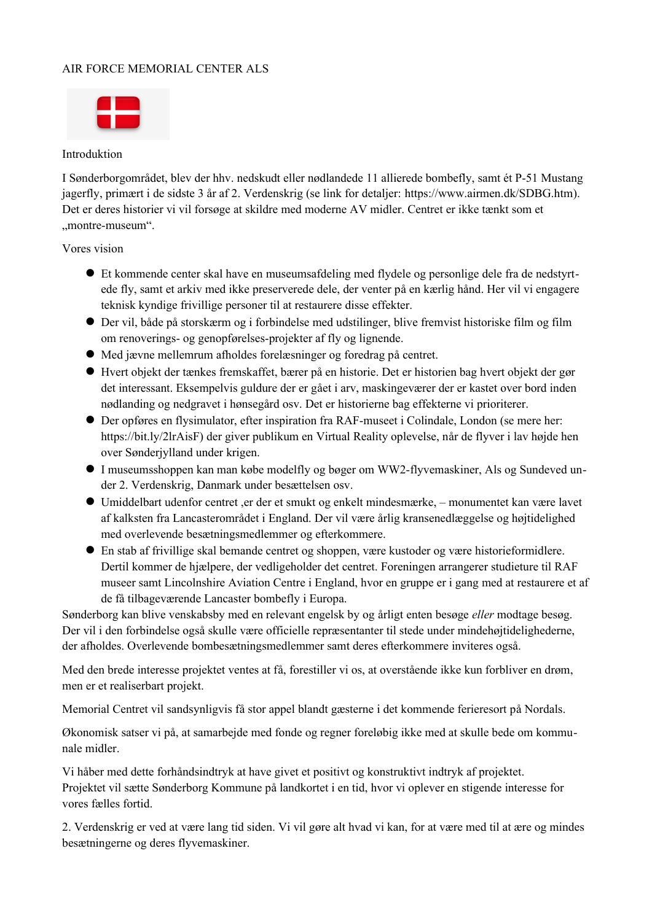# AIR FORCE MEMORIAL CENTER ALS

## Introduktion

I Sønderborgområdet, blev der hhv. nedskudt eller nødlandede 11 allierede bombefly, samt ét P-51 Mustang jagerfly, primært i de sidste 3 år af 2. Verdenskrig (se link for detaljer: https://www.airmen.dk/SDBG.htm). Det er deres historier vi vil forsøge at skildre med moderne AV midler. Centret er ikke tænkt som et „montre-museum".

## Vores vision

- Et kommende center skal have en museumsafdeling med flydele og personlige dele fra de nedstyrtede fly, samt et arkiv med ikke preserverede dele, der venter på en kærlig hånd. Her vil vi engagere teknisk kyndige frivillige personer til at restaurere disse effekter.
- Der vil, både på storskærm og i forbindelse med udstilinger, blive fremvist historiske film og film om renoverings- og genopførelses-projekter af fly og lignende.
- Med jævne mellemrum afholdes forelæsninger og foredrag på centret.
- Hvert objekt der tænkes fremskaffet, bærer på en historie. Det er historien bag hvert objekt der gør det interessant. Eksempelvis guldure der er gået i arv, maskingeværer der er kastet over bord inden nødlanding og nedgravet i hønsegård osv. Det er historierne bag effekterne vi prioriterer.
- Der opføres en flysimulator, efter inspiration fra RAF-museet i Colindale, London (se mere her: https://bit.ly/2lrAisF) der giver publikum en Virtual Reality oplevelse, når de flyver i lav højde hen over Sønderjylland under krigen.
- I museumsshoppen kan man købe modelfly og bøger om WW2-flyvemaskiner, Als og Sundeved under 2. Verdenskrig, Danmark under besættelsen osv.
- Umiddelbart udenfor centret ,er der et smukt og enkelt mindesmærke, – monumentet kan være lavet af kalksten fra Lancasterområdet i England. Der vil være årlig kransenedlæggelse og højtidelighed med overlevende besætningsmedlemmer og efterkommere.
- En stab af frivillige skal bemande centret og shoppen, være kustoder og være historieformidlere. Dertil kommer de hjælpere, der vedligeholder det centret. Foreningen arrangerer studieture til RAF museer samt Lincolnshire Aviation Centre i England, hvor en gruppe er i gang med at restaurere et af de få tilbageværende Lancaster bombefly i Europa.

Sønderborg kan blive venskabsby med en relevant engelsk by og årligt enten besøge *eller* modtage besøg. Der vil i den forbindelse også skulle være officielle repræsentanter til stede under mindehøjtidelighederne, der afholdes. Overlevende bombesætningsmedlemmer samt deres efterkommere inviteres også.

Med den brede interesse projektet ventes at få, forestiller vi os, at overstående ikke kun forbliver en drøm, men er et realiserbart projekt.

Memorial Centret vil sandsynligvis få stor appel blandt gæsterne i det kommende ferieresort på Nordals.

Økonomisk satser vi på, at samarbejde med fonde og regner foreløbig ikke med at skulle bede om kommunale midler.

Vi håber med dette forhåndsindtryk at have givet et positivt og konstruktivt indtryk af projektet.
Projektet vil sætte Sønderborg Kommune på landkortet i en tid, hvor vi oplever en stigende interesse for vores fælles fortid.

2. Verdenskrig er ved at være lang tid siden. Vi vil gøre alt hvad vi kan, for at være med til at ære og mindes besætningerne og deres flyvemaskiner.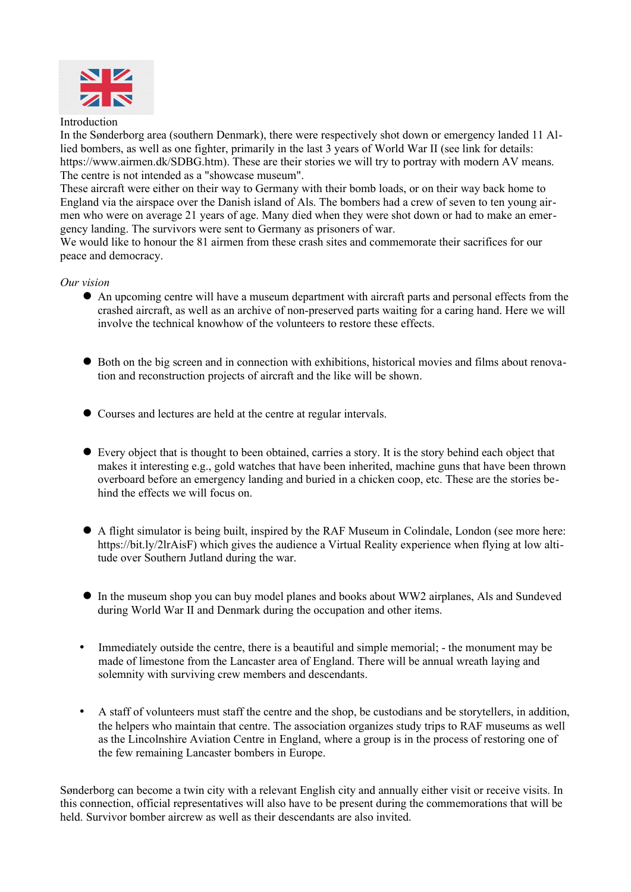Introduction

In the Sønderborg area (southern Denmark), there were respectively shot down or emergency landed 11 Allied bombers, as well as one fighter, primarily in the last 3 years of World War II (see link for details: https://www.airmen.dk/SDBG.htm). These are their stories we will try to portray with modern AV means. The centre is not intended as a "showcase museum".

These aircraft were either on their way to Germany with their bomb loads, or on their way back home to England via the airspace over the Danish island of Als. The bombers had a crew of seven to ten young airmen who were on average 21 years of age. Many died when they were shot down or had to make an emergency landing. The survivors were sent to Germany as prisoners of war.

We would like to honour the 81 airmen from these crash sites and commemorate their sacrifices for our peace and democracy.

*Our vision*

- An upcoming centre will have a museum department with aircraft parts and personal effects from the crashed aircraft, as well as an archive of non-preserved parts waiting for a caring hand. Here we will involve the technical knowhow of the volunteers to restore these effects.
- Both on the big screen and in connection with exhibitions, historical movies and films about renovation and reconstruction projects of aircraft and the like will be shown.
- Courses and lectures are held at the centre at regular intervals.
- Every object that is thought to been obtained, carries a story. It is the story behind each object that makes it interesting e.g., gold watches that have been inherited, machine guns that have been thrown overboard before an emergency landing and buried in a chicken coop, etc. These are the stories behind the effects we will focus on.
- A flight simulator is being built, inspired by the RAF Museum in Colindale, London (see more here: https://bit.ly/2lrAisF) which gives the audience a Virtual Reality experience when flying at low altitude over Southern Jutland during the war.
- In the museum shop you can buy model planes and books about WW2 airplanes, Als and Sundeved during World War II and Denmark during the occupation and other items.
- Immediately outside the centre, there is a beautiful and simple memorial; - the monument may be made of limestone from the Lancaster area of England. There will be annual wreath laying and solemnity with surviving crew members and descendants.
- A staff of volunteers must staff the centre and the shop, be custodians and be storytellers, in addition, the helpers who maintain that centre. The association organizes study trips to RAF museums as well as the Lincolnshire Aviation Centre in England, where a group is in the process of restoring one of the few remaining Lancaster bombers in Europe.

Sønderborg can become a twin city with a relevant English city and annually either visit or receive visits. In this connection, official representatives will also have to be present during the commemorations that will be held. Survivor bomber aircrew as well as their descendants are also invited.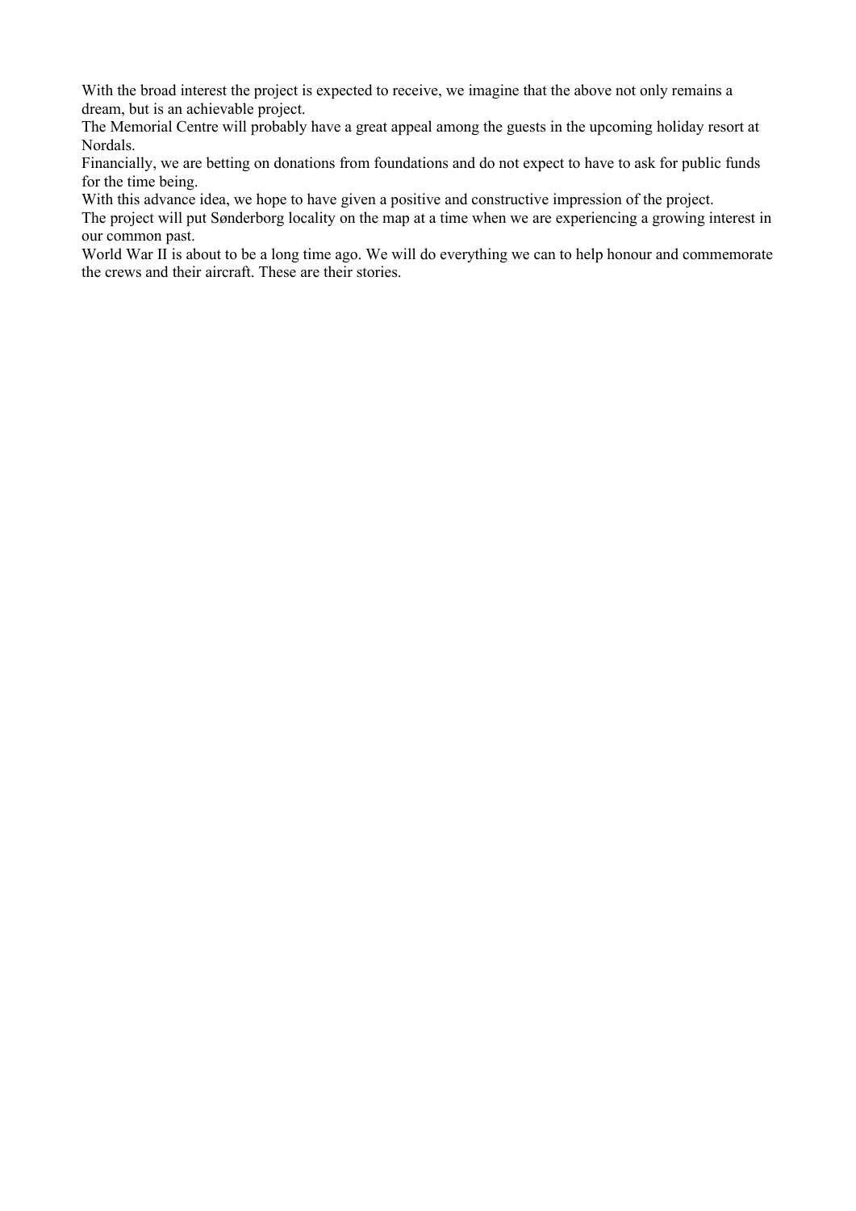With the broad interest the project is expected to receive, we imagine that the above not only remains a dream, but is an achievable project.

The Memorial Centre will probably have a great appeal among the guests in the upcoming holiday resort at Nordals.

Financially, we are betting on donations from foundations and do not expect to have to ask for public funds for the time being.

With this advance idea, we hope to have given a positive and constructive impression of the project.

The project will put Sønderborg locality on the map at a time when we are experiencing a growing interest in our common past.

World War II is about to be a long time ago. We will do everything we can to help honour and commemorate the crews and their aircraft. These are their stories.